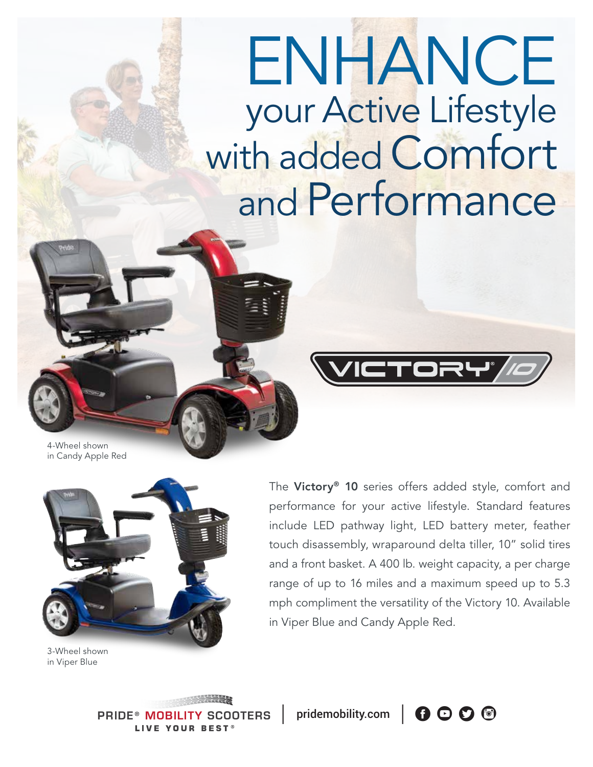# ENHANCE your Active Lifestyle with added Comfort and Performance

VICTORY® 10

4-Wheel shown in Candy Apple Red

3-Wheel shown in Viper Blue

The **Victory® 10** series offers added style, comfort and performance for your active lifestyle. Standard features include LED pathway light, LED battery meter, feather touch disassembly, wraparound delta tiller, 10" solid tires and a front basket. A 400 lb. weight capacity, a per charge range of up to 16 miles and a maximum speed up to 5.3 mph compliment the versatility of the Victory 10. Available in Viper Blue and Candy Apple Red.

PRIDE® MOBILITY SCOOTERS
LIVE YOUR BEST®

pridemobility.com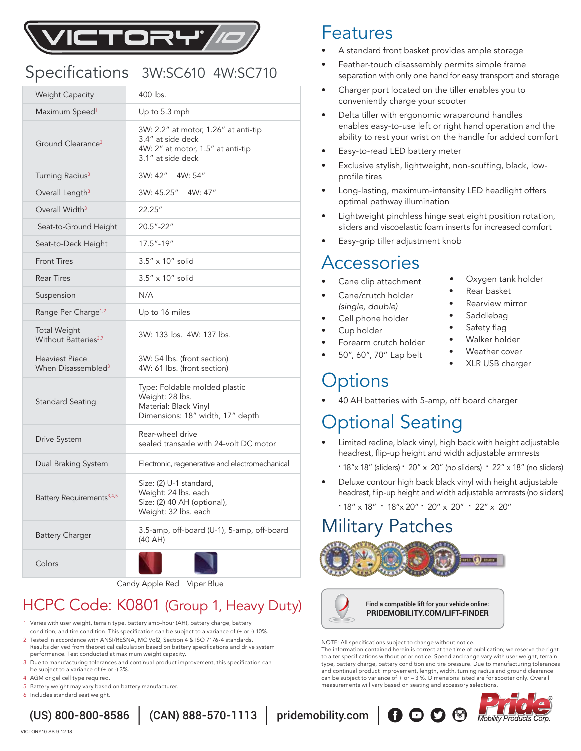# VICTORY® 10

## Specifications 3W:SC610 4W:SC710

| | |
|---|---|
| Weight Capacity | 400 lbs. |
| Maximum Speed[1] | Up to 5.3 mph |
| Ground Clearance[3] | 3W: 2.2" at motor, 1.26" at anti-tip<br>3.4" at side deck<br>4W: 2" at motor, 1.5" at anti-tip<br>3.1" at side deck |
| Turning Radius[3] | 3W: 42" 4W: 54" |
| Overall Length[3] | 3W: 45.25" 4W: 47" |
| Overall Width[3] | 22.25" |
| Seat-to-Ground Height | 20.5"-22" |
| Seat-to-Deck Height | 17.5"-19" |
| Front Tires | 3.5" x 10" solid |
| Rear Tires | 3.5" x 10" solid |
| Suspension | N/A |
| Range Per Charge[1,2] | Up to 16 miles |
| Total Weight Without Batteries[3,7] | 3W: 133 lbs. 4W: 137 lbs. |
| Heaviest Piece When Disassembled[3] | 3W: 54 lbs. (front section)<br>4W: 61 lbs. (front section) |
| Standard Seating | Type: Foldable molded plastic<br>Weight: 28 lbs.<br>Material: Black Vinyl<br>Dimensions: 18" width, 17" depth |
| Drive System | Rear-wheel drive<br>sealed transaxle with 24-volt DC motor |
| Dual Braking System | Electronic, regenerative and electromechanical |
| Battery Requirements[3,4,5] | Size: (2) U-1 standard,<br>Weight: 24 lbs. each<br>Size: (2) 40 AH (optional),<br>Weight: 32 lbs. each |
| Battery Charger | 3.5-amp, off-board (U-1), 5-amp, off-board (40 AH) |
| Colors | Candy Apple Red, Viper Blue |

## HCPC Code: K0801 (Group 1, Heavy Duty)

1 Varies with user weight, terrain type, battery amp-hour (AH), battery charge, battery condition, and tire condition. This specification can be subject to a variance of (+ or -) 10%.
2 Tested in accordance with ANSI/RESNA, MC Vol2, Section 4 & ISO 7176-4 standards. Results derived from theoretical calculation based on battery specifications and drive system performance. Test conducted at maximum weight capacity.
3 Due to manufacturing tolerances and continual product improvement, this specification can be subject to a variance of (+ or -) 3%.
4 AGM or gel cell type required.
5 Battery weight may vary based on battery manufacturer.
6 Includes standard seat weight.

## Features

- A standard front basket provides ample storage
- Feather-touch disassembly permits simple frame separation with only one hand for easy transport and storage
- Charger port located on the tiller enables you to conveniently charge your scooter
- Delta tiller with ergonomic wraparound handles enables easy-to-use left or right hand operation and the ability to rest your wrist on the handle for added comfort
- Easy-to-read LED battery meter
- Exclusive stylish, lightweight, non-scuffing, black, low-profile tires
- Long-lasting, maximum-intensity LED headlight offers optimal pathway illumination
- Lightweight pinchless hinge seat eight position rotation, sliders and viscoelastic foam inserts for increased comfort
- Easy-grip tiller adjustment knob

## Accessories

- Cane clip attachment
- Cane/crutch holder *(single, double)*
- Cell phone holder
- Cup holder
- Forearm crutch holder
- 50", 60", 70" Lap belt
- Oxygen tank holder
- Rear basket
- Rearview mirror
- Saddlebag
- Safety flag
- Walker holder
- Weather cover
- XLR USB charger

## Options

- 40 AH batteries with 5-amp, off board charger

## Optional Seating

- Limited recline, black vinyl, high back with height adjustable headrest, flip-up height and width adjustable armrests
  - 18"x 18" (sliders) · 20" x 20" (no sliders) · 22" x 18" (no sliders)
- Deluxe contour high back black vinyl with height adjustable headrest, flip-up height and width adjustable armrests (no sliders)
  - 18" x 18" · 18"x 20" · 20" x 20" · 22" x 20"

## Military Patches

Find a compatible lift for your vehicle online:
**PRIDEMOBILITY.COM/LIFT-FINDER**

NOTE: All specifications subject to change without notice.
The information contained herein is correct at the time of publication; we reserve the right to alter specifications without prior notice. Speed and range vary with user weight, terrain type, battery charge, battery condition and tire pressure. Due to manufacturing tolerances and continual product improvement, length, width, turning radius and ground clearance can be subject to variance of + or – 3 %. Dimensions listed are for scooter only. Overall measurements will vary based on seating and accessory selections.

(US) 800-800-8586 | (CAN) 888-570-1113 | pridemobility.com

Pride® Mobility Products Corp.

VICTORY10-SS-9-12-18